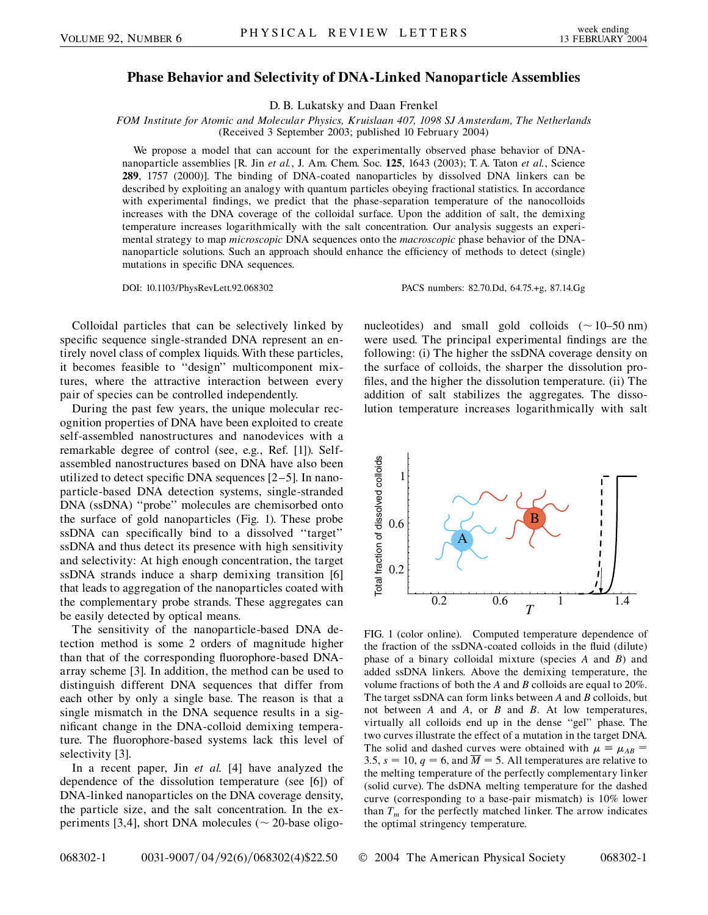# Phase Behavior and Selectivity of DNA-Linked Nanoparticle Assemblies

D. B. Lukatsky and Daan Frenkel

*FOM Institute for Atomic and Molecular Physics, Kruislaan 407, 1098 SJ Amsterdam, The Netherlands*
(Received 3 September 2003; published 10 February 2004)

We propose a model that can account for the experimentally observed phase behavior of DNA-nanoparticle assemblies [R. Jin *et al.*, J. Am. Chem. Soc. **125**, 1643 (2003); T. A. Taton *et al.*, Science **289**, 1757 (2000)]. The binding of DNA-coated nanoparticles by dissolved DNA linkers can be described by exploiting an analogy with quantum particles obeying fractional statistics. In accordance with experimental findings, we predict that the phase-separation temperature of the nanocolloids increases with the DNA coverage of the colloidal surface. Upon the addition of salt, the demixing temperature increases logarithmically with the salt concentration. Our analysis suggests an experimental strategy to map *microscopic* DNA sequences onto the *macroscopic* phase behavior of the DNA-nanoparticle solutions. Such an approach should enhance the efficiency of methods to detect (single) mutations in specific DNA sequences.

DOI: 10.1103/PhysRevLett.92.068302

PACS numbers: 82.70.Dd, 64.75.+g, 87.14.Gg

Colloidal particles that can be selectively linked by specific sequence single-stranded DNA represent an entirely novel class of complex liquids. With these particles, it becomes feasible to "design" multicomponent mixtures, where the attractive interaction between every pair of species can be controlled independently.

During the past few years, the unique molecular recognition properties of DNA have been exploited to create self-assembled nanostructures and nanodevices with a remarkable degree of control (see, e.g., Ref. [1]). Self-assembled nanostructures based on DNA have also been utilized to detect specific DNA sequences [2–5]. In nanoparticle-based DNA detection systems, single-stranded DNA (ssDNA) "probe" molecules are chemisorbed onto the surface of gold nanoparticles (Fig. 1). These probe ssDNA can specifically bind to a dissolved "target" ssDNA and thus detect its presence with high sensitivity and selectivity: At high enough concentration, the target ssDNA strands induce a sharp demixing transition [6] that leads to aggregation of the nanoparticles coated with the complementary probe strands. These aggregates can be easily detected by optical means.

The sensitivity of the nanoparticle-based DNA detection method is some 2 orders of magnitude higher than that of the corresponding fluorophore-based DNA-array scheme [3]. In addition, the method can be used to distinguish different DNA sequences that differ from each other by only a single base. The reason is that a single mismatch in the DNA sequence results in a significant change in the DNA-colloid demixing temperature. The fluorophore-based systems lack this level of selectivity [3].

In a recent paper, Jin *et al.* [4] have analyzed the dependence of the dissolution temperature (see [6]) of DNA-linked nanoparticles on the DNA coverage density, the particle size, and the salt concentration. In the experiments [3,4], short DNA molecules (~ 20-base oligonucleotides) and small gold colloids (~ 10–50 nm) were used. The principal experimental findings are the following: (i) The higher the ssDNA coverage density on the surface of colloids, the sharper the dissolution profiles, and the higher the dissolution temperature. (ii) The addition of salt stabilizes the aggregates. The dissolution temperature increases logarithmically with salt

FIG. 1 (color online). Computed temperature dependence of the fraction of the ssDNA-coated colloids in the fluid (dilute) phase of a binary colloidal mixture (species $A$ and $B$) and added ssDNA linkers. Above the demixing temperature, the volume fractions of both the $A$ and $B$ colloids are equal to 20%. The target ssDNA can form links between $A$ and $B$ colloids, but not between $A$ and $A$, or $B$ and $B$. At low temperatures, virtually all colloids end up in the dense "gel" phase. The two curves illustrate the effect of a mutation in the target DNA. The solid and dashed curves were obtained with $\mu \equiv \mu_{AB} = 3.5$, $s = 10$, $q = 6$, and $\overline{M} = 5$. All temperatures are relative to the melting temperature of the perfectly complementary linker (solid curve). The dsDNA melting temperature for the dashed curve (corresponding to a base-pair mismatch) is 10% lower than $T_m$ for the perfectly matched linker. The arrow indicates the optimal stringency temperature.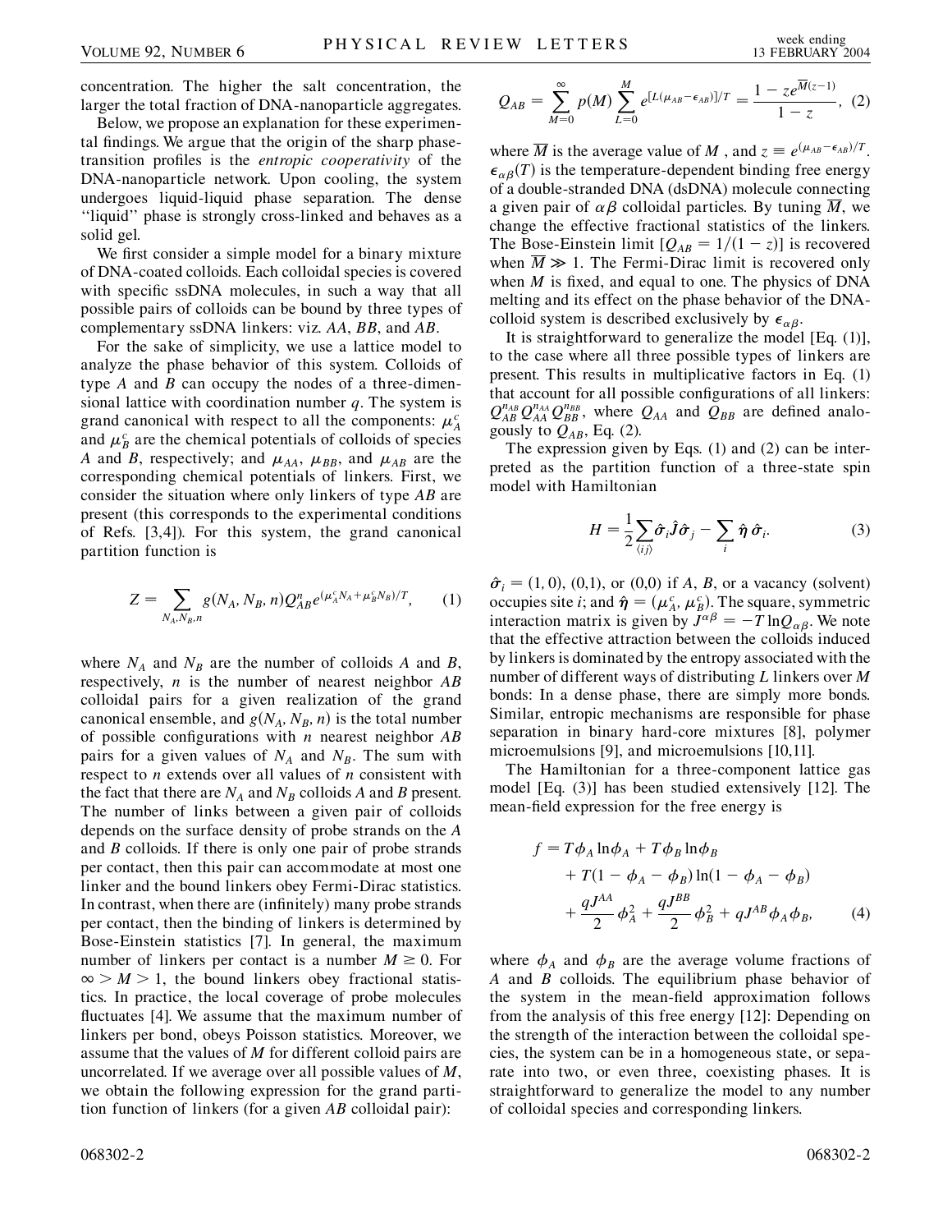concentration. The higher the salt concentration, the larger the total fraction of DNA-nanoparticle aggregates.

Below, we propose an explanation for these experimental findings. We argue that the origin of the sharp phase-transition profiles is the *entropic cooperativity* of the DNA-nanoparticle network. Upon cooling, the system undergoes liquid-liquid phase separation. The dense "liquid" phase is strongly cross-linked and behaves as a solid gel.

We first consider a simple model for a binary mixture of DNA-coated colloids. Each colloidal species is covered with specific ssDNA molecules, in such a way that all possible pairs of colloids can be bound by three types of complementary ssDNA linkers: viz. $AA$, $BB$, and $AB$.

For the sake of simplicity, we use a lattice model to analyze the phase behavior of this system. Colloids of type $A$ and $B$ can occupy the nodes of a three-dimensional lattice with coordination number $q$. The system is grand canonical with respect to all the components: $\mu_A^c$ and $\mu_B^c$ are the chemical potentials of colloids of species $A$ and $B$, respectively; and $\mu_{AA}$, $\mu_{BB}$, and $\mu_{AB}$ are the corresponding chemical potentials of linkers. First, we consider the situation where only linkers of type $AB$ are present (this corresponds to the experimental conditions of Refs. [3,4]). For this system, the grand canonical partition function is

$$Z = \sum_{N_A, N_B, n} g(N_A, N_B, n) Q_{AB}^n e^{(\mu_A^c N_A + \mu_B^c N_B)/T}, \qquad (1)$$

where $N_A$ and $N_B$ are the number of colloids $A$ and $B$, respectively, $n$ is the number of nearest neighbor $AB$ colloidal pairs for a given realization of the grand canonical ensemble, and $g(N_A, N_B, n)$ is the total number of possible configurations with $n$ nearest neighbor $AB$ pairs for a given values of $N_A$ and $N_B$. The sum with respect to $n$ extends over all values of $n$ consistent with the fact that there are $N_A$ and $N_B$ colloids $A$ and $B$ present. The number of links between a given pair of colloids depends on the surface density of probe strands on the $A$ and $B$ colloids. If there is only one pair of probe strands per contact, then this pair can accommodate at most one linker and the bound linkers obey Fermi-Dirac statistics. In contrast, when there are (infinitely) many probe strands per contact, then the binding of linkers is determined by Bose-Einstein statistics [7]. In general, the maximum number of linkers per contact is a number $M \geq 0$. For $\infty > M > 1$, the bound linkers obey fractional statistics. In practice, the local coverage of probe molecules fluctuates [4]. We assume that the maximum number of linkers per bond, obeys Poisson statistics. Moreover, we assume that the values of $M$ for different colloid pairs are uncorrelated. If we average over all possible values of $M$, we obtain the following expression for the grand partition function of linkers (for a given $AB$ colloidal pair):

$$Q_{AB} = \sum_{M=0}^{\infty} p(M) \sum_{L=0}^{M} e^{[L(\mu_{AB} - \epsilon_{AB})]/T} = \frac{1 - z e^{\overline{M}(z-1)}}{1 - z}, \qquad (2)$$

where $\overline{M}$ is the average value of $M$, and $z \equiv e^{(\mu_{AB} - \epsilon_{AB})/T}$. $\epsilon_{\alpha\beta}(T)$ is the temperature-dependent binding free energy of a double-stranded DNA (dsDNA) molecule connecting a given pair of $\alpha\beta$ colloidal particles. By tuning $\overline{M}$, we change the effective fractional statistics of the linkers. The Bose-Einstein limit $[Q_{AB} = 1/(1 - z)]$ is recovered when $\overline{M} \gg 1$. The Fermi-Dirac limit is recovered only when $M$ is fixed, and equal to one. The physics of DNA melting and its effect on the phase behavior of the DNA-colloid system is described exclusively by $\epsilon_{\alpha\beta}$.

It is straightforward to generalize the model [Eq. (1)], to the case where all three possible types of linkers are present. This results in multiplicative factors in Eq. (1) that account for all possible configurations of all linkers: $Q_{AB}^{n_{AB}} Q_{AA}^{n_{AA}} Q_{BB}^{n_{BB}}$, where $Q_{AA}$ and $Q_{BB}$ are defined analogously to $Q_{AB}$, Eq. (2).

The expression given by Eqs. (1) and (2) can be interpreted as the partition function of a three-state spin model with Hamiltonian

$$H = \frac{1}{2} \sum_{\langle ij \rangle} \hat{\boldsymbol{\sigma}}_i \hat{\boldsymbol{J}} \hat{\boldsymbol{\sigma}}_j - \sum_i \hat{\boldsymbol{\eta}}\, \hat{\boldsymbol{\sigma}}_i. \qquad (3)$$

$\hat{\boldsymbol{\sigma}}_i = (1, 0)$, (0,1), or (0,0) if $A$, $B$, or a vacancy (solvent) occupies site $i$; and $\hat{\boldsymbol{\eta}} = (\mu_A^c, \mu_B^c)$. The square, symmetric interaction matrix is given by $J^{\alpha\beta} = -T \ln Q_{\alpha\beta}$. We note that the effective attraction between the colloids induced by linkers is dominated by the entropy associated with the number of different ways of distributing $L$ linkers over $M$ bonds: In a dense phase, there are simply more bonds. Similar, entropic mechanisms are responsible for phase separation in binary hard-core mixtures [8], polymer microemulsions [9], and microemulsions [10,11].

The Hamiltonian for a three-component lattice gas model [Eq. (3)] has been studied extensively [12]. The mean-field expression for the free energy is

$$\begin{aligned} f = {} & T\phi_A \ln \phi_A + T\phi_B \ln \phi_B \\ & + T(1 - \phi_A - \phi_B) \ln(1 - \phi_A - \phi_B) \\ & + \frac{qJ^{AA}}{2} \phi_A^2 + \frac{qJ^{BB}}{2} \phi_B^2 + qJ^{AB} \phi_A \phi_B, \end{aligned} \qquad (4)$$

where $\phi_A$ and $\phi_B$ are the average volume fractions of $A$ and $B$ colloids. The equilibrium phase behavior of the system in the mean-field approximation follows from the analysis of this free energy [12]: Depending on the strength of the interaction between the colloidal species, the system can be in a homogeneous state, or separate into two, or even three, coexisting phases. It is straightforward to generalize the model to any number of colloidal species and corresponding linkers.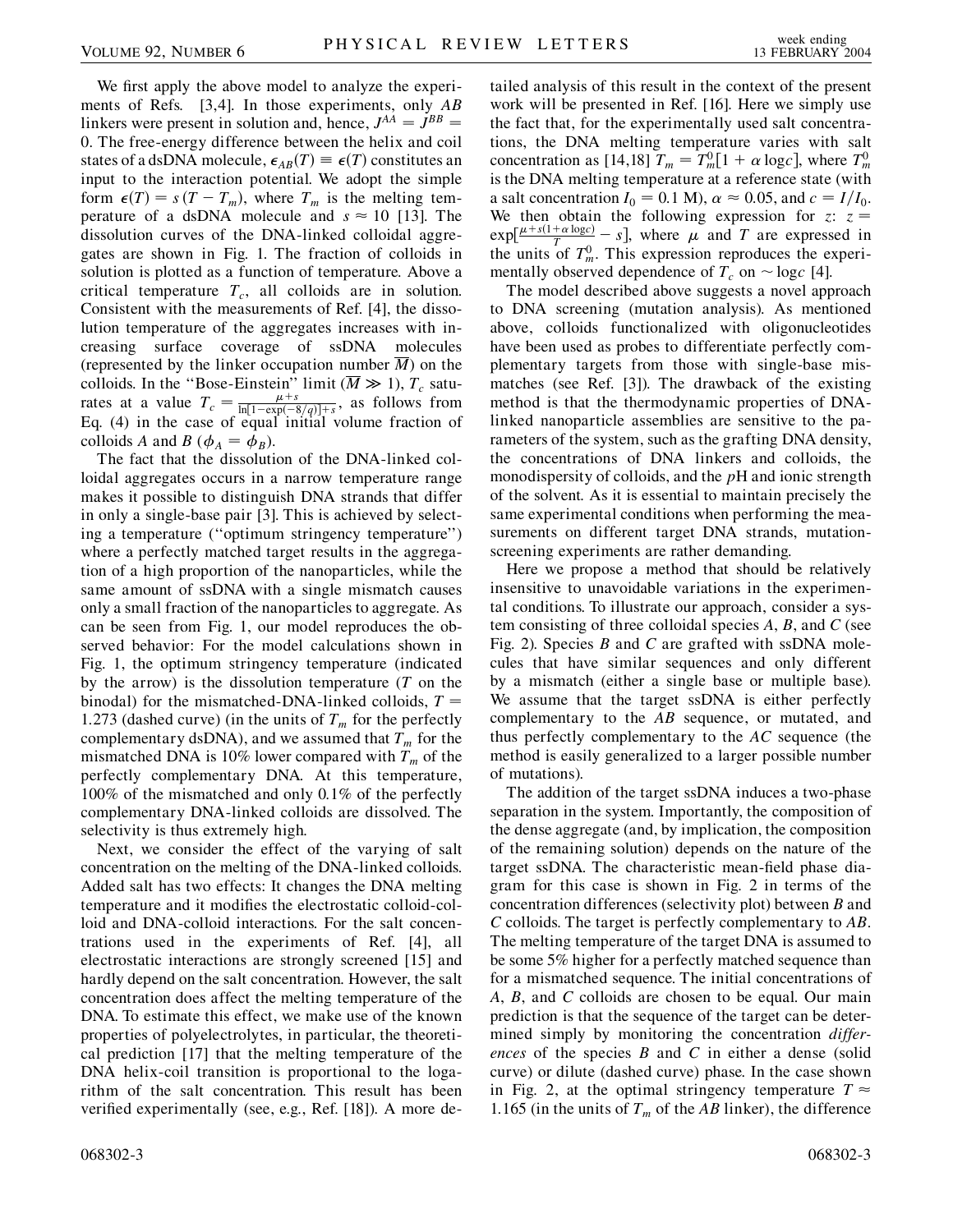We first apply the above model to analyze the experiments of Refs. [3,4]. In those experiments, only *AB* linkers were present in solution and, hence, $J^{AA} = J^{BB} = 0$. The free-energy difference between the helix and coil states of a dsDNA molecule, $\epsilon_{AB}(T) \equiv \epsilon(T)$ constitutes an input to the interaction potential. We adopt the simple form $\epsilon(T) = s(T - T_m)$, where $T_m$ is the melting temperature of a dsDNA molecule and $s \approx 10$ [13]. The dissolution curves of the DNA-linked colloidal aggregates are shown in Fig. 1. The fraction of colloids in solution is plotted as a function of temperature. Above a critical temperature $T_c$, all colloids are in solution. Consistent with the measurements of Ref. [4], the dissolution temperature of the aggregates increases with increasing surface coverage of ssDNA molecules (represented by the linker occupation number $\overline{M}$) on the colloids. In the "Bose-Einstein" limit ($\overline{M} \gg 1$), $T_c$ saturates at a value $T_c = \frac{\mu + s}{\ln[1-\exp(-8/q)]+s}$, as follows from Eq. (4) in the case of equal initial volume fraction of colloids *A* and *B* ($\phi_A = \phi_B$).

The fact that the dissolution of the DNA-linked colloidal aggregates occurs in a narrow temperature range makes it possible to distinguish DNA strands that differ in only a single-base pair [3]. This is achieved by selecting a temperature ("optimum stringency temperature") where a perfectly matched target results in the aggregation of a high proportion of the nanoparticles, while the same amount of ssDNA with a single mismatch causes only a small fraction of the nanoparticles to aggregate. As can be seen from Fig. 1, our model reproduces the observed behavior: For the model calculations shown in Fig. 1, the optimum stringency temperature (indicated by the arrow) is the dissolution temperature ($T$ on the binodal) for the mismatched-DNA-linked colloids, $T = 1.273$ (dashed curve) (in the units of $T_m$ for the perfectly complementary dsDNA), and we assumed that $T_m$ for the mismatched DNA is 10% lower compared with $T_m$ of the perfectly complementary DNA. At this temperature, 100% of the mismatched and only 0.1% of the perfectly complementary DNA-linked colloids are dissolved. The selectivity is thus extremely high.

Next, we consider the effect of the varying of salt concentration on the melting of the DNA-linked colloids. Added salt has two effects: It changes the DNA melting temperature and it modifies the electrostatic colloid-colloid and DNA-colloid interactions. For the salt concentrations used in the experiments of Ref. [4], all electrostatic interactions are strongly screened [15] and hardly depend on the salt concentration. However, the salt concentration does affect the melting temperature of the DNA. To estimate this effect, we make use of the known properties of polyelectrolytes, in particular, the theoretical prediction [17] that the melting temperature of the DNA helix-coil transition is proportional to the logarithm of the salt concentration. This result has been verified experimentally (see, e.g., Ref. [18]). A more detailed analysis of this result in the context of the present work will be presented in Ref. [16]. Here we simply use the fact that, for the experimentally used salt concentrations, the DNA melting temperature varies with salt concentration as [14,18] $T_m = T_m^0[1 + \alpha \log c]$, where $T_m^0$ is the DNA melting temperature at a reference state (with a salt concentration $I_0 = 0.1$ M), $\alpha \approx 0.05$, and $c = I/I_0$. We then obtain the following expression for $z$: $z = \exp[\frac{\mu + s(1+\alpha \log c)}{T} - s]$, where $\mu$ and $T$ are expressed in the units of $T_m^0$. This expression reproduces the experimentally observed dependence of $T_c$ on $\sim \log c$ [4].

The model described above suggests a novel approach to DNA screening (mutation analysis). As mentioned above, colloids functionalized with oligonucleotides have been used as probes to differentiate perfectly complementary targets from those with single-base mismatches (see Ref. [3]). The drawback of the existing method is that the thermodynamic properties of DNA-linked nanoparticle assemblies are sensitive to the parameters of the system, such as the grafting DNA density, the concentrations of DNA linkers and colloids, the monodispersity of colloids, and the *p*H and ionic strength of the solvent. As it is essential to maintain precisely the same experimental conditions when performing the measurements on different target DNA strands, mutation-screening experiments are rather demanding.

Here we propose a method that should be relatively insensitive to unavoidable variations in the experimental conditions. To illustrate our approach, consider a system consisting of three colloidal species *A*, *B*, and *C* (see Fig. 2). Species *B* and *C* are grafted with ssDNA molecules that have similar sequences and only different by a mismatch (either a single base or multiple base). We assume that the target ssDNA is either perfectly complementary to the *AB* sequence, or mutated, and thus perfectly complementary to the *AC* sequence (the method is easily generalized to a larger possible number of mutations).

The addition of the target ssDNA induces a two-phase separation in the system. Importantly, the composition of the dense aggregate (and, by implication, the composition of the remaining solution) depends on the nature of the target ssDNA. The characteristic mean-field phase diagram for this case is shown in Fig. 2 in terms of the concentration differences (selectivity plot) between *B* and *C* colloids. The target is perfectly complementary to *AB*. The melting temperature of the target DNA is assumed to be some 5% higher for a perfectly matched sequence than for a mismatched sequence. The initial concentrations of *A*, *B*, and *C* colloids are chosen to be equal. Our main prediction is that the sequence of the target can be determined simply by monitoring the concentration *differences* of the species *B* and *C* in either a dense (solid curve) or dilute (dashed curve) phase. In the case shown in Fig. 2, at the optimal stringency temperature $T \approx 1.165$ (in the units of $T_m$ of the *AB* linker), the difference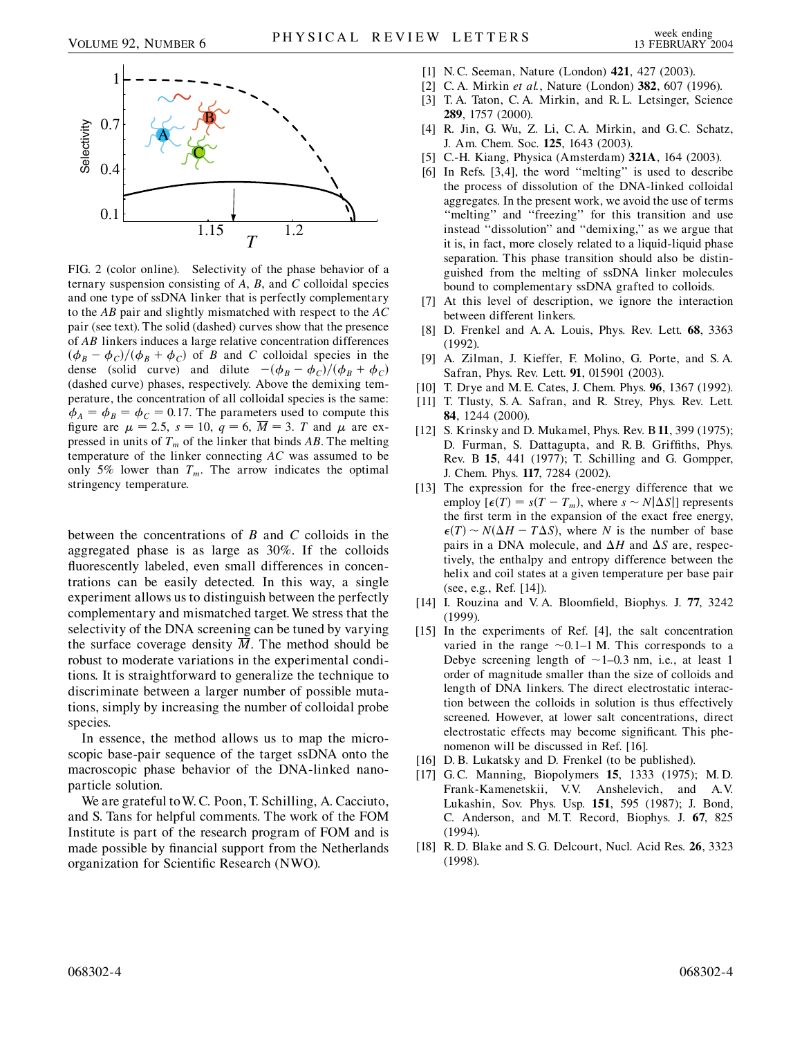1
0.7
0.4
0.1
Selectivity
A
B
C
1.15
1.2
$T$

FIG. 2 (color online). Selectivity of the phase behavior of a ternary suspension consisting of $A$, $B$, and $C$ colloidal species and one type of ssDNA linker that is perfectly complementary to the $AB$ pair and slightly mismatched with respect to the $AC$ pair (see text). The solid (dashed) curves show that the presence of $AB$ linkers induces a large relative concentration differences $(\phi_B - \phi_C)/(\phi_B + \phi_C)$ of $B$ and $C$ colloidal species in the dense (solid curve) and dilute $-(\phi_B - \phi_C)/(\phi_B + \phi_C)$ (dashed curve) phases, respectively. Above the demixing temperature, the concentration of all colloidal species is the same: $\phi_A = \phi_B = \phi_C = 0.17$. The parameters used to compute this figure are $\mu = 2.5$, $s = 10$, $q = 6$, $\overline{M} = 3$. $T$ and $\mu$ are expressed in units of $T_m$ of the linker that binds $AB$. The melting temperature of the linker connecting $AC$ was assumed to be only 5% lower than $T_m$. The arrow indicates the optimal stringency temperature.

between the concentrations of $B$ and $C$ colloids in the aggregated phase is as large as 30%. If the colloids fluorescently labeled, even small differences in concentrations can be easily detected. In this way, a single experiment allows us to distinguish between the perfectly complementary and mismatched target. We stress that the selectivity of the DNA screening can be tuned by varying the surface coverage density $\overline{M}$. The method should be robust to moderate variations in the experimental conditions. It is straightforward to generalize the technique to discriminate between a larger number of possible mutations, simply by increasing the number of colloidal probe species.

In essence, the method allows us to map the microscopic base-pair sequence of the target ssDNA onto the macroscopic phase behavior of the DNA-linked nanoparticle solution.

We are grateful to W. C. Poon, T. Schilling, A. Cacciuto, and S. Tans for helpful comments. The work of the FOM Institute is part of the research program of FOM and is made possible by financial support from the Netherlands organization for Scientific Research (NWO).

[1] N. C. Seeman, Nature (London) **421**, 427 (2003).

[2] C. A. Mirkin *et al.*, Nature (London) **382**, 607 (1996).

[3] T. A. Taton, C. A. Mirkin, and R. L. Letsinger, Science **289**, 1757 (2000).

[4] R. Jin, G. Wu, Z. Li, C. A. Mirkin, and G. C. Schatz, J. Am. Chem. Soc. **125**, 1643 (2003).

[5] C.-H. Kiang, Physica (Amsterdam) **321A**, 164 (2003).

[6] In Refs. [3,4], the word "melting" is used to describe the process of dissolution of the DNA-linked colloidal aggregates. In the present work, we avoid the use of terms "melting" and "freezing" for this transition and use instead "dissolution" and "demixing," as we argue that it is, in fact, more closely related to a liquid-liquid phase separation. This phase transition should also be distinguished from the melting of ssDNA linker molecules bound to complementary ssDNA grafted to colloids.

[7] At this level of description, we ignore the interaction between different linkers.

[8] D. Frenkel and A. A. Louis, Phys. Rev. Lett. **68**, 3363 (1992).

[9] A. Zilman, J. Kieffer, F. Molino, G. Porte, and S. A. Safran, Phys. Rev. Lett. **91**, 015901 (2003).

[10] T. Drye and M. E. Cates, J. Chem. Phys. **96**, 1367 (1992).

[11] T. Tlusty, S. A. Safran, and R. Strey, Phys. Rev. Lett. **84**, 1244 (2000).

[12] S. Krinsky and D. Mukamel, Phys. Rev. B **11**, 399 (1975); D. Furman, S. Dattagupta, and R. B. Griffiths, Phys. Rev. B **15**, 441 (1977); T. Schilling and G. Gompper, J. Chem. Phys. **117**, 7284 (2002).

[13] The expression for the free-energy difference that we employ [$\epsilon(T) = s(T - T_m)$, where $s \sim N|\Delta S|$] represents the first term in the expansion of the exact free energy, $\epsilon(T) \sim N(\Delta H - T\Delta S)$, where $N$ is the number of base pairs in a DNA molecule, and $\Delta H$ and $\Delta S$ are, respectively, the enthalpy and entropy difference between the helix and coil states at a given temperature per base pair (see, e.g., Ref. [14]).

[14] I. Rouzina and V. A. Bloomfield, Biophys. J. **77**, 3242 (1999).

[15] In the experiments of Ref. [4], the salt concentration varied in the range ~0.1–1 M. This corresponds to a Debye screening length of ~1–0.3 nm, i.e., at least 1 order of magnitude smaller than the size of colloids and length of DNA linkers. The direct electrostatic interaction between the colloids in solution is thus effectively screened. However, at lower salt concentrations, direct electrostatic effects may become significant. This phenomenon will be discussed in Ref. [16].

[16] D. B. Lukatsky and D. Frenkel (to be published).

[17] G. C. Manning, Biopolymers **15**, 1333 (1975); M. D. Frank-Kamenetskii, V. V. Anshelevich, and A. V. Lukashin, Sov. Phys. Usp. **151**, 595 (1987); J. Bond, C. Anderson, and M. T. Record, Biophys. J. **67**, 825 (1994).

[18] R. D. Blake and S. G. Delcourt, Nucl. Acid Res. **26**, 3323 (1998).